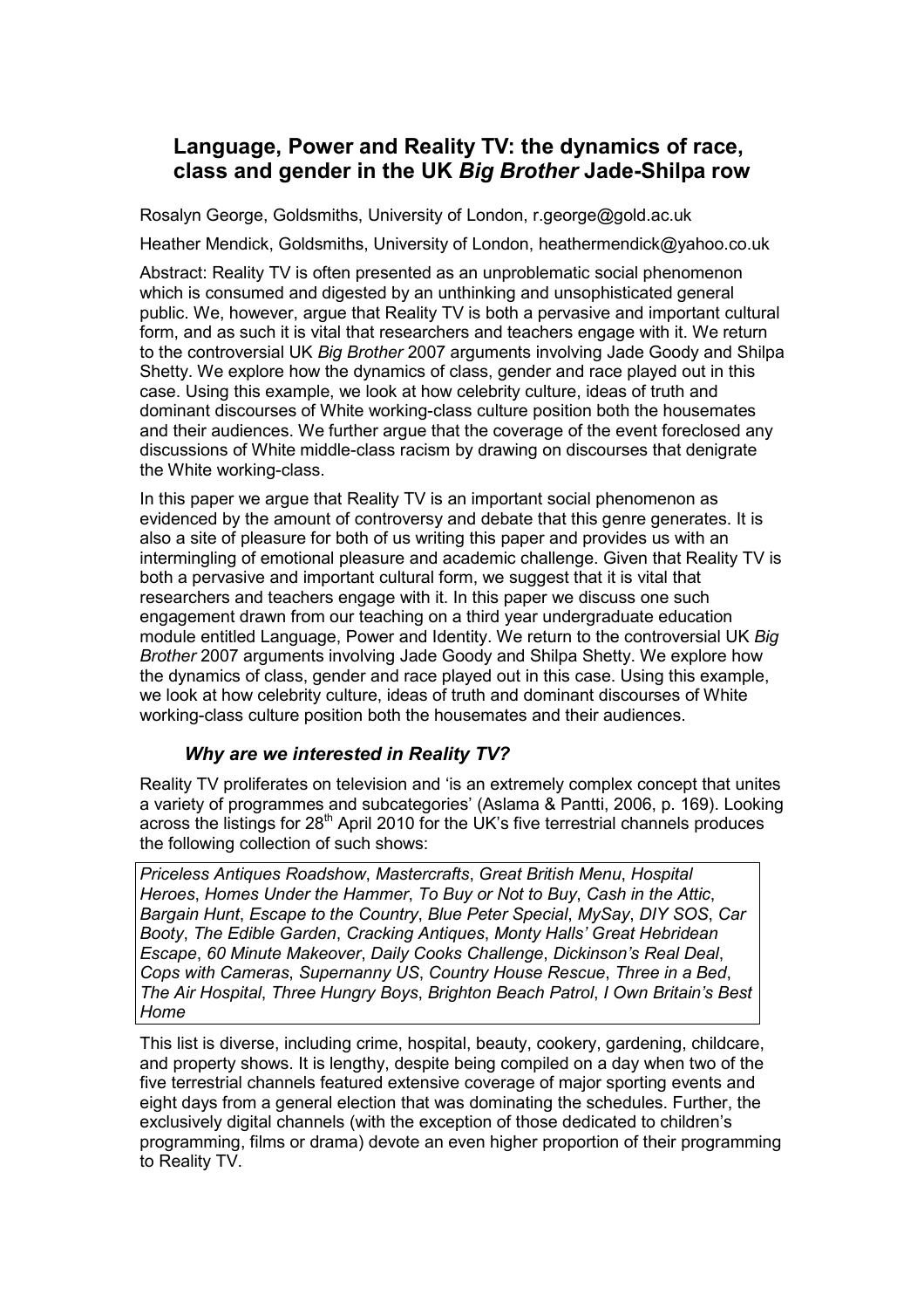# Language, Power and Reality TV: the dynamics of race, class and gender in the UK *Big Brother* Jade-Shilpa row

Rosalyn George, Goldsmiths, University of London, r.george@gold.ac.uk

Heather Mendick, Goldsmiths, University of London, heathermendick@yahoo.co.uk

Abstract: Reality TV is often presented as an unproblematic social phenomenon which is consumed and digested by an unthinking and unsophisticated general public. We, however, argue that Reality TV is both a pervasive and important cultural form, and as such it is vital that researchers and teachers engage with it. We return to the controversial UK *Big Brother* 2007 arguments involving Jade Goody and Shilpa Shetty. We explore how the dynamics of class, gender and race played out in this case. Using this example, we look at how celebrity culture, ideas of truth and dominant discourses of White working-class culture position both the housemates and their audiences. We further argue that the coverage of the event foreclosed any discussions of White middle-class racism by drawing on discourses that denigrate the White working-class.

In this paper we argue that Reality TV is an important social phenomenon as evidenced by the amount of controversy and debate that this genre generates. It is also a site of pleasure for both of us writing this paper and provides us with an intermingling of emotional pleasure and academic challenge. Given that Reality TV is both a pervasive and important cultural form, we suggest that it is vital that researchers and teachers engage with it. In this paper we discuss one such engagement drawn from our teaching on a third year undergraduate education module entitled Language, Power and Identity. We return to the controversial UK *Big Brother* 2007 arguments involving Jade Goody and Shilpa Shetty. We explore how the dynamics of class, gender and race played out in this case. Using this example, we look at how celebrity culture, ideas of truth and dominant discourses of White working-class culture position both the housemates and their audiences.

### *Why are we interested in Reality TV?*

Reality TV proliferates on television and 'is an extremely complex concept that unites a variety of programmes and subcategories' (Aslama & Pantti, 2006, p. 169). Looking across the listings for 28th April 2010 for the UK's five terrestrial channels produces the following collection of such shows:

*Priceless Antiques Roadshow*, *Mastercrafts*, *Great British Menu*, *Hospital Heroes*, *Homes Under the Hammer*, *To Buy or Not to Buy*, *Cash in the Attic*, *Bargain Hunt*, *Escape to the Country*, *Blue Peter Special*, *MySay*, *DIY SOS*, *Car Booty*, *The Edible Garden*, *Cracking Antiques*, *Monty Halls' Great Hebridean Escape*, *60 Minute Makeover*, *Daily Cooks Challenge*, *Dickinson's Real Deal*, *Cops with Cameras*, *Supernanny US*, *Country House Rescue*, *Three in a Bed*, *The Air Hospital*, *Three Hungry Boys*, *Brighton Beach Patrol*, *I Own Britain's Best Home*

This list is diverse, including crime, hospital, beauty, cookery, gardening, childcare, and property shows. It is lengthy, despite being compiled on a day when two of the five terrestrial channels featured extensive coverage of major sporting events and eight days from a general election that was dominating the schedules. Further, the exclusively digital channels (with the exception of those dedicated to children's programming, films or drama) devote an even higher proportion of their programming to Reality TV.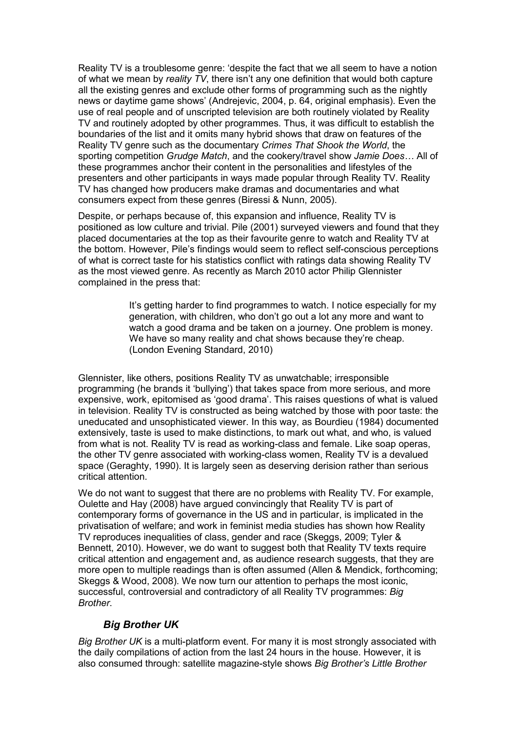Reality TV is a troublesome genre: 'despite the fact that we all seem to have a notion of what we mean by *reality TV*, there isn't any one definition that would both capture all the existing genres and exclude other forms of programming such as the nightly news or daytime game shows' (Andrejevic, 2004, p. 64, original emphasis). Even the use of real people and of unscripted television are both routinely violated by Reality TV and routinely adopted by other programmes. Thus, it was difficult to establish the boundaries of the list and it omits many hybrid shows that draw on features of the Reality TV genre such as the documentary *Crimes That Shook the World*, the sporting competition *Grudge Match*, and the cookery/travel show *Jamie Does…* All of these programmes anchor their content in the personalities and lifestyles of the presenters and other participants in ways made popular through Reality TV. Reality TV has changed how producers make dramas and documentaries and what consumers expect from these genres (Biressi & Nunn, 2005).

Despite, or perhaps because of, this expansion and influence, Reality TV is positioned as low culture and trivial. Pile (2001) surveyed viewers and found that they placed documentaries at the top as their favourite genre to watch and Reality TV at the bottom. However, Pile's findings would seem to reflect self-conscious perceptions of what is correct taste for his statistics conflict with ratings data showing Reality TV as the most viewed genre. As recently as March 2010 actor Philip Glennister complained in the press that:

> It's getting harder to find programmes to watch. I notice especially for my generation, with children, who don't go out a lot any more and want to watch a good drama and be taken on a journey. One problem is money. We have so many reality and chat shows because they're cheap. (London Evening Standard, 2010)

Glennister, like others, positions Reality TV as unwatchable; irresponsible programming (he brands it 'bullying') that takes space from more serious, and more expensive, work, epitomised as 'good drama'. This raises questions of what is valued in television. Reality TV is constructed as being watched by those with poor taste: the uneducated and unsophisticated viewer. In this way, as Bourdieu (1984) documented extensively, taste is used to make distinctions, to mark out what, and who, is valued from what is not. Reality TV is read as working-class and female. Like soap operas, the other TV genre associated with working-class women, Reality TV is a devalued space (Geraghty, 1990). It is largely seen as deserving derision rather than serious critical attention.

We do not want to suggest that there are no problems with Reality TV. For example, Oulette and Hay (2008) have argued convincingly that Reality TV is part of contemporary forms of governance in the US and in particular, is implicated in the privatisation of welfare; and work in feminist media studies has shown how Reality TV reproduces inequalities of class, gender and race (Skeggs, 2009; Tyler & Bennett, 2010). However, we do want to suggest both that Reality TV texts require critical attention and engagement and, as audience research suggests, that they are more open to multiple readings than is often assumed (Allen & Mendick, forthcoming; Skeggs & Wood, 2008). We now turn our attention to perhaps the most iconic, successful, controversial and contradictory of all Reality TV programmes: *Big Brother*.

## *Big Brother UK*

*Big Brother UK* is a multi-platform event. For many it is most strongly associated with the daily compilations of action from the last 24 hours in the house. However, it is also consumed through: satellite magazine-style shows *Big Brother's Little Brother*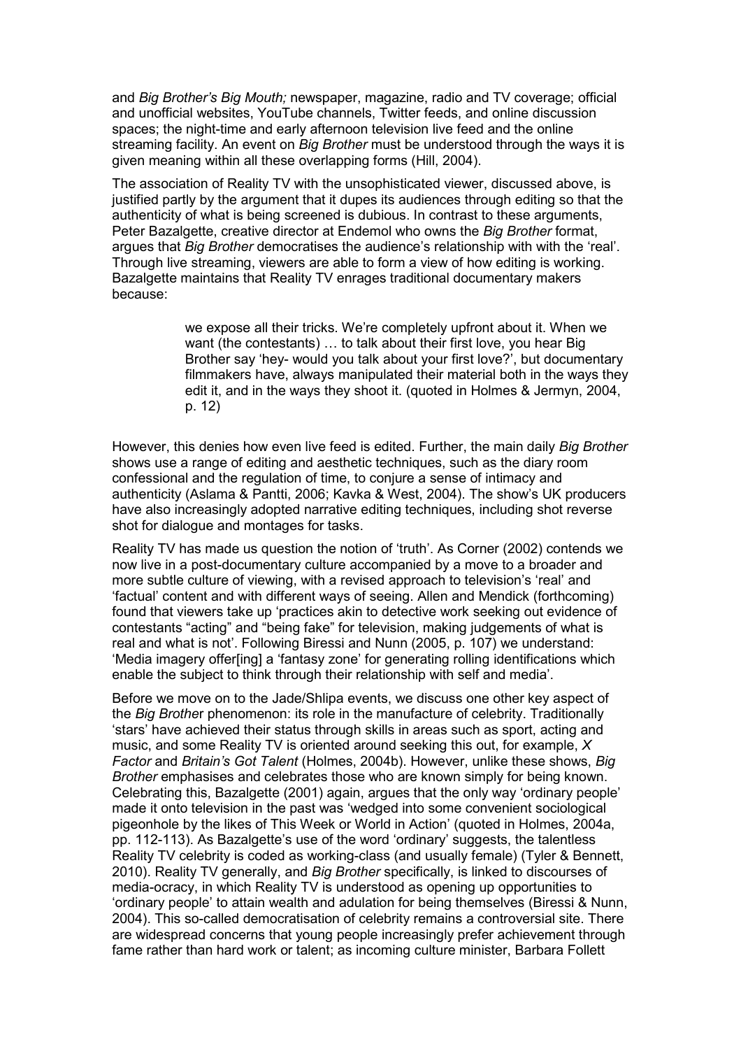and *Big Brother's Big Mouth;* newspaper, magazine, radio and TV coverage; official and unofficial websites, YouTube channels, Twitter feeds, and online discussion spaces; the night-time and early afternoon television live feed and the online streaming facility. An event on *Big Brother* must be understood through the ways it is given meaning within all these overlapping forms (Hill, 2004).

The association of Reality TV with the unsophisticated viewer, discussed above, is justified partly by the argument that it dupes its audiences through editing so that the authenticity of what is being screened is dubious. In contrast to these arguments, Peter Bazalgette, creative director at Endemol who owns the *Big Brother* format, argues that *Big Brother* democratises the audience's relationship with with the 'real'. Through live streaming, viewers are able to form a view of how editing is working. Bazalgette maintains that Reality TV enrages traditional documentary makers because:

> we expose all their tricks. We're completely upfront about it. When we want (the contestants) … to talk about their first love, you hear Big Brother say 'hey- would you talk about your first love?', but documentary filmmakers have, always manipulated their material both in the ways they edit it, and in the ways they shoot it. (quoted in Holmes & Jermyn, 2004, p. 12)

However, this denies how even live feed is edited. Further, the main daily *Big Brother* shows use a range of editing and aesthetic techniques, such as the diary room confessional and the regulation of time, to conjure a sense of intimacy and authenticity (Aslama & Pantti, 2006; Kavka & West, 2004). The show's UK producers have also increasingly adopted narrative editing techniques, including shot reverse shot for dialogue and montages for tasks.

Reality TV has made us question the notion of 'truth'. As Corner (2002) contends we now live in a post-documentary culture accompanied by a move to a broader and more subtle culture of viewing, with a revised approach to television's 'real' and 'factual' content and with different ways of seeing. Allen and Mendick (forthcoming) found that viewers take up 'practices akin to detective work seeking out evidence of contestants "acting" and "being fake" for television, making judgements of what is real and what is not'. Following Biressi and Nunn (2005, p. 107) we understand: 'Media imagery offer[ing] a 'fantasy zone' for generating rolling identifications which enable the subject to think through their relationship with self and media'.

Before we move on to the Jade/Shlipa events, we discuss one other key aspect of the *Big Brother* phenomenon: its role in the manufacture of celebrity. Traditionally 'stars' have achieved their status through skills in areas such as sport, acting and music, and some Reality TV is oriented around seeking this out, for example, *X Factor* and *Britain's Got Talent* (Holmes, 2004b). However, unlike these shows, *Big Brother* emphasises and celebrates those who are known simply for being known. Celebrating this, Bazalgette (2001) again, argues that the only way 'ordinary people' made it onto television in the past was 'wedged into some convenient sociological pigeonhole by the likes of This Week or World in Action' (quoted in Holmes, 2004a, pp. 112-113). As Bazalgette's use of the word 'ordinary' suggests, the talentless Reality TV celebrity is coded as working-class (and usually female) (Tyler & Bennett, 2010). Reality TV generally, and *Big Brother* specifically, is linked to discourses of media-ocracy, in which Reality TV is understood as opening up opportunities to 'ordinary people' to attain wealth and adulation for being themselves (Biressi & Nunn, 2004). This so-called democratisation of celebrity remains a controversial site. There are widespread concerns that young people increasingly prefer achievement through fame rather than hard work or talent; as incoming culture minister, Barbara Follett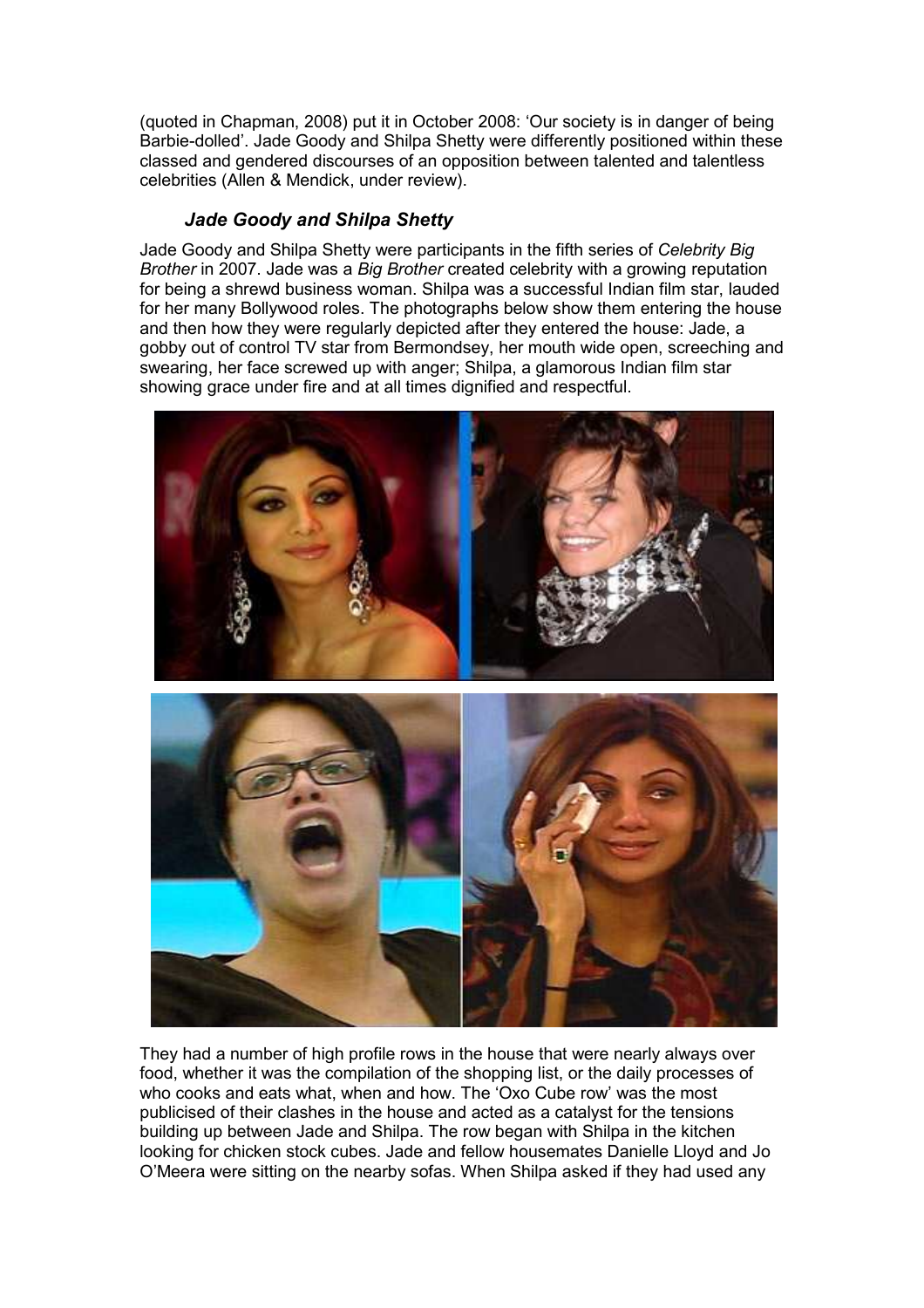(quoted in Chapman, 2008) put it in October 2008: 'Our society is in danger of being Barbie-dolled'. Jade Goody and Shilpa Shetty were differently positioned within these classed and gendered discourses of an opposition between talented and talentless celebrities (Allen & Mendick, under review).

### *Jade Goody and Shilpa Shetty*

Jade Goody and Shilpa Shetty were participants in the fifth series of *Celebrity Big Brother* in 2007. Jade was a *Big Brother* created celebrity with a growing reputation for being a shrewd business woman. Shilpa was a successful Indian film star, lauded for her many Bollywood roles. The photographs below show them entering the house and then how they were regularly depicted after they entered the house: Jade, a gobby out of control TV star from Bermondsey, her mouth wide open, screeching and swearing, her face screwed up with anger; Shilpa, a glamorous Indian film star showing grace under fire and at all times dignified and respectful.

They had a number of high profile rows in the house that were nearly always over food, whether it was the compilation of the shopping list, or the daily processes of who cooks and eats what, when and how. The 'Oxo Cube row' was the most publicised of their clashes in the house and acted as a catalyst for the tensions building up between Jade and Shilpa. The row began with Shilpa in the kitchen looking for chicken stock cubes. Jade and fellow housemates Danielle Lloyd and Jo O'Meera were sitting on the nearby sofas. When Shilpa asked if they had used any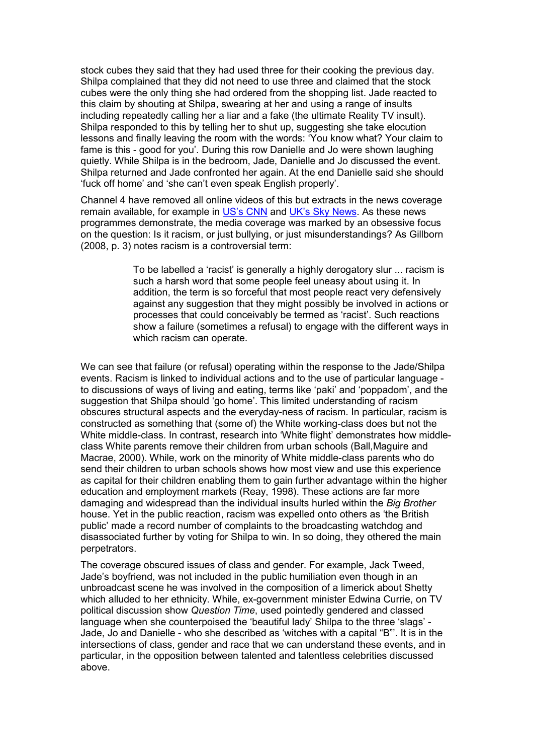stock cubes they said that they had used three for their cooking the previous day. Shilpa complained that they did not need to use three and claimed that the stock cubes were the only thing she had ordered from the shopping list. Jade reacted to this claim by shouting at Shilpa, swearing at her and using a range of insults including repeatedly calling her a liar and a fake (the ultimate Reality TV insult). Shilpa responded to this by telling her to shut up, suggesting she take elocution lessons and finally leaving the room with the words: 'You know what? Your claim to fame is this - good for you'. During this row Danielle and Jo were shown laughing quietly. While Shilpa is in the bedroom, Jade, Danielle and Jo discussed the event. Shilpa returned and Jade confronted her again. At the end Danielle said she should 'fuck off home' and 'she can't even speak English properly'.

Channel 4 have removed all online videos of this but extracts in the news coverage remain available, for example in US's CNN and UK's Sky News. As these news programmes demonstrate, the media coverage was marked by an obsessive focus on the question: Is it racism, or just bullying, or just misunderstandings? As Gillborn (2008, p. 3) notes racism is a controversial term:

> To be labelled a 'racist' is generally a highly derogatory slur ... racism is such a harsh word that some people feel uneasy about using it. In addition, the term is so forceful that most people react very defensively against any suggestion that they might possibly be involved in actions or processes that could conceivably be termed as 'racist'. Such reactions show a failure (sometimes a refusal) to engage with the different ways in which racism can operate.

We can see that failure (or refusal) operating within the response to the Jade/Shilpa events. Racism is linked to individual actions and to the use of particular language - to discussions of ways of living and eating, terms like 'paki' and 'poppadom', and the suggestion that Shilpa should 'go home'. This limited understanding of racism obscures structural aspects and the everyday-ness of racism. In particular, racism is constructed as something that (some of) the White working-class does but not the White middle-class. In contrast, research into 'White flight' demonstrates how middle-class White parents remove their children from urban schools (Ball,Maguire and Macrae, 2000). While, work on the minority of White middle-class parents who do send their children to urban schools shows how most view and use this experience as capital for their children enabling them to gain further advantage within the higher education and employment markets (Reay, 1998). These actions are far more damaging and widespread than the individual insults hurled within the *Big Brother* house. Yet in the public reaction, racism was expelled onto others as 'the British public' made a record number of complaints to the broadcasting watchdog and disassociated further by voting for Shilpa to win. In so doing, they othered the main perpetrators.

The coverage obscured issues of class and gender. For example, Jack Tweed, Jade's boyfriend, was not included in the public humiliation even though in an unbroadcast scene he was involved in the composition of a limerick about Shetty which alluded to her ethnicity. While, ex-government minister Edwina Currie, on TV political discussion show *Question Time*, used pointedly gendered and classed language when she counterpoised the 'beautiful lady' Shilpa to the three 'slags' - Jade, Jo and Danielle - who she described as 'witches with a capital "B"'. It is in the intersections of class, gender and race that we can understand these events, and in particular, in the opposition between talented and talentless celebrities discussed above.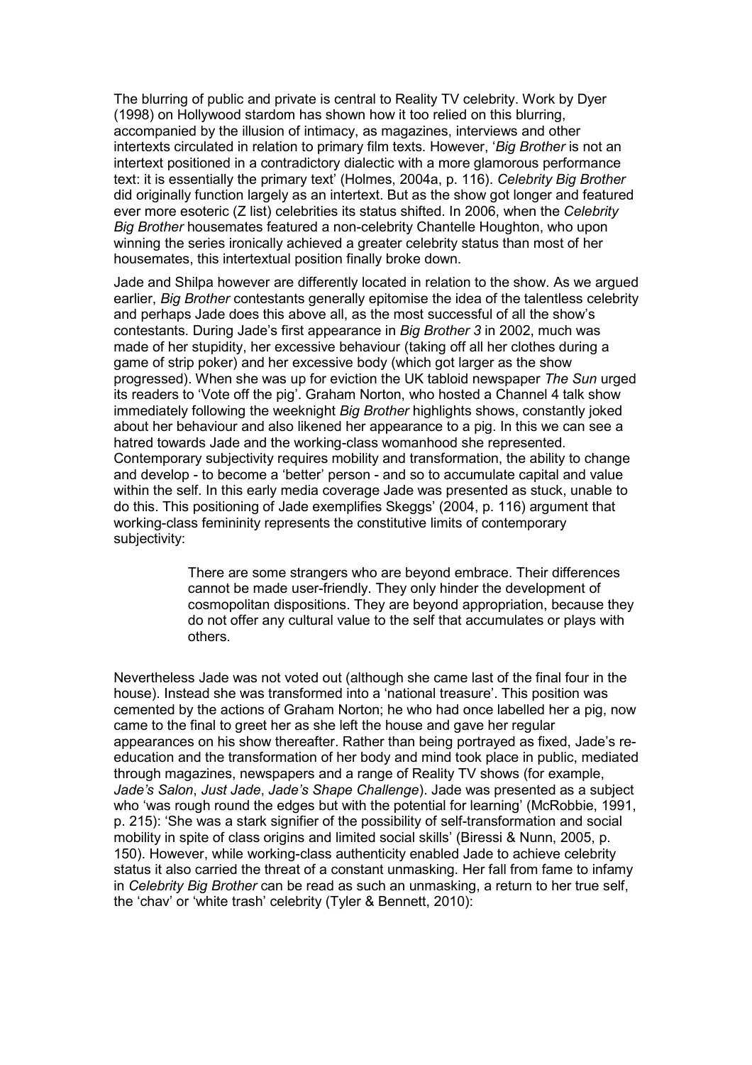The blurring of public and private is central to Reality TV celebrity. Work by Dyer (1998) on Hollywood stardom has shown how it too relied on this blurring, accompanied by the illusion of intimacy, as magazines, interviews and other intertexts circulated in relation to primary film texts. However, '*Big Brother* is not an intertext positioned in a contradictory dialectic with a more glamorous performance text: it is essentially the primary text' (Holmes, 2004a, p. 116). *Celebrity Big Brother* did originally function largely as an intertext. But as the show got longer and featured ever more esoteric (Z list) celebrities its status shifted. In 2006, when the *Celebrity Big Brother* housemates featured a non-celebrity Chantelle Houghton, who upon winning the series ironically achieved a greater celebrity status than most of her housemates, this intertextual position finally broke down.

Jade and Shilpa however are differently located in relation to the show. As we argued earlier, *Big Brother* contestants generally epitomise the idea of the talentless celebrity and perhaps Jade does this above all, as the most successful of all the show's contestants. During Jade's first appearance in *Big Brother 3* in 2002, much was made of her stupidity, her excessive behaviour (taking off all her clothes during a game of strip poker) and her excessive body (which got larger as the show progressed). When she was up for eviction the UK tabloid newspaper *The Sun* urged its readers to 'Vote off the pig'. Graham Norton, who hosted a Channel 4 talk show immediately following the weeknight *Big Brother* highlights shows, constantly joked about her behaviour and also likened her appearance to a pig. In this we can see a hatred towards Jade and the working-class womanhood she represented. Contemporary subjectivity requires mobility and transformation, the ability to change and develop - to become a 'better' person - and so to accumulate capital and value within the self. In this early media coverage Jade was presented as stuck, unable to do this. This positioning of Jade exemplifies Skeggs' (2004, p. 116) argument that working-class femininity represents the constitutive limits of contemporary subjectivity:

> There are some strangers who are beyond embrace. Their differences cannot be made user-friendly. They only hinder the development of cosmopolitan dispositions. They are beyond appropriation, because they do not offer any cultural value to the self that accumulates or plays with others.

Nevertheless Jade was not voted out (although she came last of the final four in the house). Instead she was transformed into a 'national treasure'. This position was cemented by the actions of Graham Norton; he who had once labelled her a pig, now came to the final to greet her as she left the house and gave her regular appearances on his show thereafter. Rather than being portrayed as fixed, Jade's re-education and the transformation of her body and mind took place in public, mediated through magazines, newspapers and a range of Reality TV shows (for example, *Jade's Salon*, *Just Jade*, *Jade's Shape Challenge*). Jade was presented as a subject who 'was rough round the edges but with the potential for learning' (McRobbie, 1991, p. 215): 'She was a stark signifier of the possibility of self-transformation and social mobility in spite of class origins and limited social skills' (Biressi & Nunn, 2005, p. 150). However, while working-class authenticity enabled Jade to achieve celebrity status it also carried the threat of a constant unmasking. Her fall from fame to infamy in *Celebrity Big Brother* can be read as such an unmasking, a return to her true self, the 'chav' or 'white trash' celebrity (Tyler & Bennett, 2010):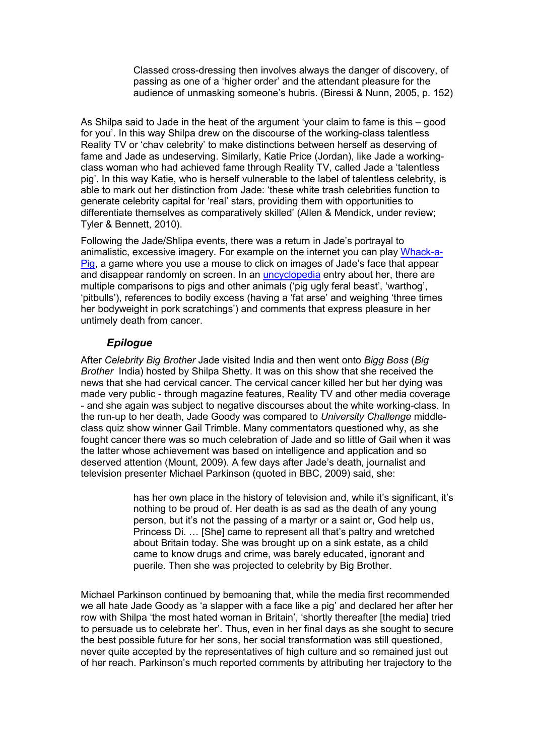> Classed cross-dressing then involves always the danger of discovery, of passing as one of a 'higher order' and the attendant pleasure for the audience of unmasking someone's hubris. (Biressi & Nunn, 2005, p. 152)

As Shilpa said to Jade in the heat of the argument 'your claim to fame is this – good for you'. In this way Shilpa drew on the discourse of the working-class talentless Reality TV or 'chav celebrity' to make distinctions between herself as deserving of fame and Jade as undeserving. Similarly, Katie Price (Jordan), like Jade a working-class woman who had achieved fame through Reality TV, called Jade a 'talentless pig'. In this way Katie, who is herself vulnerable to the label of talentless celebrity, is able to mark out her distinction from Jade: 'these white trash celebrities function to generate celebrity capital for 'real' stars, providing them with opportunities to differentiate themselves as comparatively skilled' (Allen & Mendick, under review; Tyler & Bennett, 2010).

Following the Jade/Shlipa events, there was a return in Jade's portrayal to animalistic, excessive imagery. For example on the internet you can play Whack-a-Pig, a game where you use a mouse to click on images of Jade's face that appear and disappear randomly on screen. In an uncyclopedia entry about her, there are multiple comparisons to pigs and other animals ('pig ugly feral beast', 'warthog', 'pitbulls'), references to bodily excess (having a 'fat arse' and weighing 'three times her bodyweight in pork scratchings') and comments that express pleasure in her untimely death from cancer.

### *Epilogue*

After *Celebrity Big Brother* Jade visited India and then went onto *Bigg Boss* (*Big Brother* India) hosted by Shilpa Shetty. It was on this show that she received the news that she had cervical cancer. The cervical cancer killed her but her dying was made very public - through magazine features, Reality TV and other media coverage - and she again was subject to negative discourses about the white working-class. In the run-up to her death, Jade Goody was compared to *University Challenge* middle-class quiz show winner Gail Trimble. Many commentators questioned why, as she fought cancer there was so much celebration of Jade and so little of Gail when it was the latter whose achievement was based on intelligence and application and so deserved attention (Mount, 2009). A few days after Jade's death, journalist and television presenter Michael Parkinson (quoted in BBC, 2009) said, she:

> has her own place in the history of television and, while it's significant, it's nothing to be proud of. Her death is as sad as the death of any young person, but it's not the passing of a martyr or a saint or, God help us, Princess Di. … [She] came to represent all that's paltry and wretched about Britain today. She was brought up on a sink estate, as a child came to know drugs and crime, was barely educated, ignorant and puerile. Then she was projected to celebrity by Big Brother.

Michael Parkinson continued by bemoaning that, while the media first recommended we all hate Jade Goody as 'a slapper with a face like a pig' and declared her after her row with Shilpa 'the most hated woman in Britain', 'shortly thereafter [the media] tried to persuade us to celebrate her'. Thus, even in her final days as she sought to secure the best possible future for her sons, her social transformation was still questioned, never quite accepted by the representatives of high culture and so remained just out of her reach. Parkinson's much reported comments by attributing her trajectory to the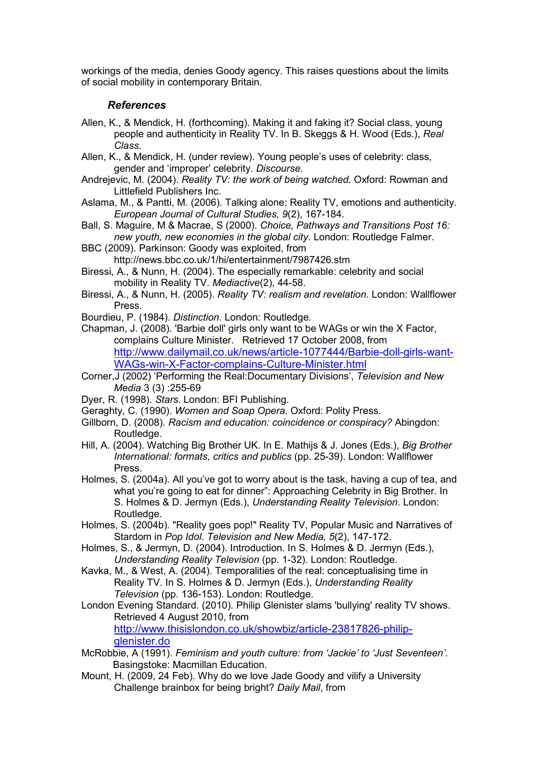workings of the media, denies Goody agency. This raises questions about the limits of social mobility in contemporary Britain.

### *References*

Allen, K., & Mendick, H. (forthcoming). Making it and faking it? Social class, young people and authenticity in Reality TV. In B. Skeggs & H. Wood (Eds.), *Real Class*.

Allen, K., & Mendick, H. (under review). Young people's uses of celebrity: class, gender and 'improper' celebrity. *Discourse*.

Andrejevic, M. (2004). *Reality TV: the work of being watched*. Oxford: Rowman and Littlefield Publishers Inc.

Aslama, M., & Pantti, M. (2006). Talking alone: Reality TV, emotions and authenticity. *European Journal of Cultural Studies, 9*(2), 167-184.

Ball, S. Maguire, M & Macrae, S (2000). *Choice, Pathways and Transitions Post 16: new youth, new economies in the global city*. London: Routledge Falmer.

BBC (2009). Parkinson: Goody was exploited, from http://news.bbc.co.uk/1/hi/entertainment/7987426.stm

Biressi, A., & Nunn, H. (2004). The especially remarkable: celebrity and social mobility in Reality TV. *Mediactive*(2), 44-58.

Biressi, A., & Nunn, H. (2005). *Reality TV: realism and revelation*. London: Wallflower Press.

Bourdieu, P. (1984). *Distinction*. London: Routledge.

Chapman, J. (2008). 'Barbie doll' girls only want to be WAGs or win the X Factor, complains Culture Minister. Retrieved 17 October 2008, from http://www.dailymail.co.uk/news/article-1077444/Barbie-doll-girls-want-WAGs-win-X-Factor-complains-Culture-Minister.html

Corner,J (2002) 'Performing the Real:Documentary Divisions', *Television and New Media* 3 (3) :255-69

Dyer, R. (1998). *Stars*. London: BFI Publishing.

Geraghty, C. (1990). *Women and Soap Opera*. Oxford: Polity Press.

Gillborn, D. (2008). *Racism and education: coincidence or conspiracy?* Abingdon: Routledge.

Hill, A. (2004). Watching Big Brother UK. In E. Mathijs & J. Jones (Eds.), *Big Brother International: formats, critics and publics* (pp. 25-39). London: Wallflower Press.

Holmes, S. (2004a). All you've got to worry about is the task, having a cup of tea, and what you're going to eat for dinner": Approaching Celebrity in Big Brother. In S. Holmes & D. Jermyn (Eds.), *Understanding Reality Television*. London: Routledge.

Holmes, S. (2004b). "Reality goes pop!" Reality TV, Popular Music and Narratives of Stardom in *Pop Idol*. *Television and New Media, 5*(2), 147-172.

Holmes, S., & Jermyn, D. (2004). Introduction. In S. Holmes & D. Jermyn (Eds.), *Understanding Reality Television* (pp. 1-32). London: Routledge.

Kavka, M., & West, A. (2004). Temporalities of the real: conceptualising time in Reality TV. In S. Holmes & D. Jermyn (Eds.), *Understanding Reality Television* (pp. 136-153). London: Routledge.

London Evening Standard. (2010). Philip Glenister slams 'bullying' reality TV shows. Retrieved 4 August 2010, from http://www.thisislondon.co.uk/showbiz/article-23817826-philip-glenister.do

McRobbie, A (1991). *Feminism and youth culture: from 'Jackie' to 'Just Seventeen'*. Basingstoke: Macmillan Education.

Mount, H. (2009, 24 Feb). Why do we love Jade Goody and vilify a University Challenge brainbox for being bright? *Daily Mail*, from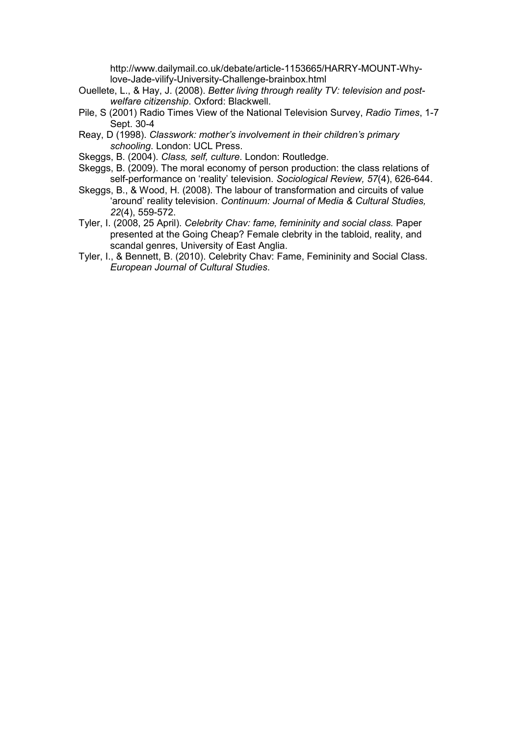http://www.dailymail.co.uk/debate/article-1153665/HARRY-MOUNT-Why-love-Jade-vilify-University-Challenge-brainbox.html

Ouellete, L., & Hay, J. (2008). *Better living through reality TV: television and post-welfare citizenship*. Oxford: Blackwell.

Pile, S (2001) Radio Times View of the National Television Survey, *Radio Times*, 1-7 Sept. 30-4

Reay, D (1998). *Classwork: mother's involvement in their children's primary schooling*. London: UCL Press.

Skeggs, B. (2004). *Class, self, culture*. London: Routledge.

Skeggs, B. (2009). The moral economy of person production: the class relations of self-performance on 'reality' television. *Sociological Review, 57*(4), 626-644.

Skeggs, B., & Wood, H. (2008). The labour of transformation and circuits of value 'around' reality television. *Continuum: Journal of Media & Cultural Studies, 22*(4), 559-572.

Tyler, I. (2008, 25 April). *Celebrity Chav: fame, femininity and social class.* Paper presented at the Going Cheap? Female clebrity in the tabloid, reality, and scandal genres, University of East Anglia.

Tyler, I., & Bennett, B. (2010). Celebrity Chav: Fame, Femininity and Social Class. *European Journal of Cultural Studies*.